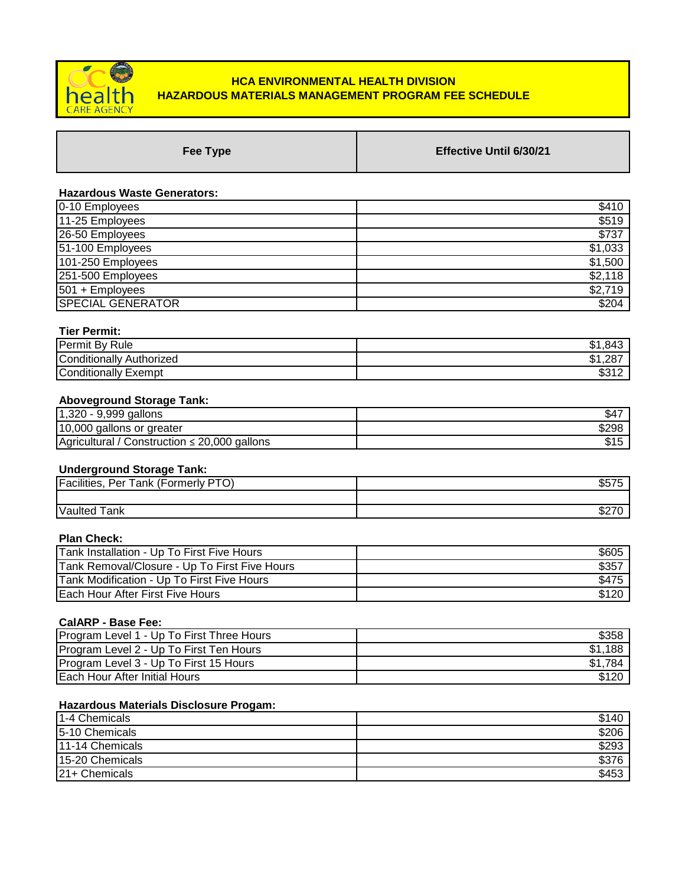# HCA ENVIRONMENTAL HEALTH DIVISION
## HAZARDOUS MATERIALS MANAGEMENT PROGRAM FEE SCHEDULE

| Fee Type | Effective Until 6/30/21 |
|---|---|

**Hazardous Waste Generators:**

| Fee Type | Effective Until 6/30/21 |
|---|---|
| 0-10 Employees | $410 |
| 11-25 Employees | $519 |
| 26-50 Employees | $737 |
| 51-100 Employees | $1,033 |
| 101-250 Employees | $1,500 |
| 251-500 Employees | $2,118 |
| 501 + Employees | $2,719 |
| SPECIAL GENERATOR | $204 |

**Tier Permit:**

| Fee Type | Effective Until 6/30/21 |
|---|---|
| Permit By Rule | $1,843 |
| Conditionally Authorized | $1,287 |
| Conditionally Exempt | $312 |

**Aboveground Storage Tank:**

| Fee Type | Effective Until 6/30/21 |
|---|---|
| 1,320 - 9,999 gallons | $47 |
| 10,000 gallons or greater | $298 |
| Agricultural / Construction ≤ 20,000 gallons | $15 |

**Underground Storage Tank:**

| Fee Type | Effective Until 6/30/21 |
|---|---|
| Facilities, Per Tank (Formerly PTO) | $575 |
| | |
| Vaulted Tank | $270 |

**Plan Check:**

| Fee Type | Effective Until 6/30/21 |
|---|---|
| Tank Installation - Up To First Five Hours | $605 |
| Tank Removal/Closure - Up To First Five Hours | $357 |
| Tank Modification - Up To First Five Hours | $475 |
| Each Hour After First Five Hours | $120 |

**CalARP - Base Fee:**

| Fee Type | Effective Until 6/30/21 |
|---|---|
| Program Level 1 - Up To First Three Hours | $358 |
| Program Level 2 - Up To First Ten Hours | $1,188 |
| Program Level 3 - Up To First 15 Hours | $1,784 |
| Each Hour After Initial Hours | $120 |

**Hazardous Materials Disclosure Progam:**

| Fee Type | Effective Until 6/30/21 |
|---|---|
| 1-4 Chemicals | $140 |
| 5-10 Chemicals | $206 |
| 11-14 Chemicals | $293 |
| 15-20 Chemicals | $376 |
| 21+ Chemicals | $453 |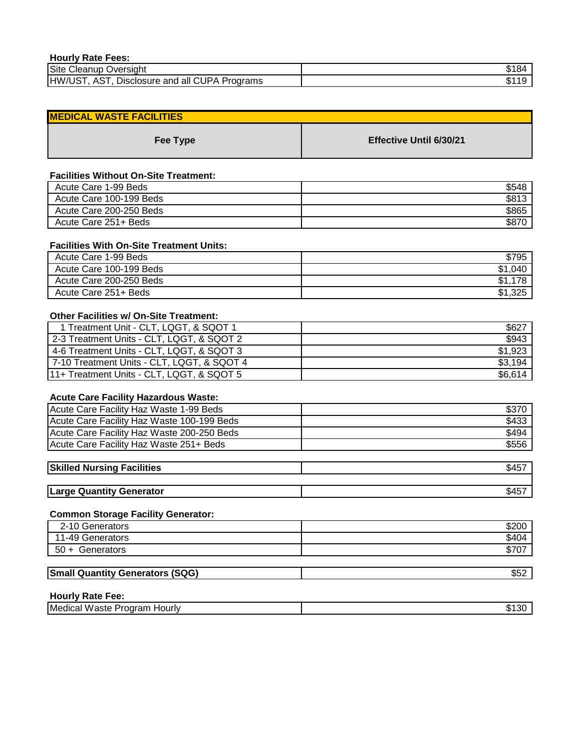**Hourly Rate Fees:**

| | |
|---|---|
| Site Cleanup Oversight | $184 |
| HW/UST, AST, Disclosure and all CUPA Programs | $119 |

## MEDICAL WASTE FACILITIES

| Fee Type | Effective Until 6/30/21 |
|---|---|
| **Facilities Without On-Site Treatment:** | |
| Acute Care 1-99 Beds | $548 |
| Acute Care 100-199 Beds | $813 |
| Acute Care 200-250 Beds | $865 |
| Acute Care 251+ Beds | $870 |
| **Facilities With On-Site Treatment Units:** | |
| Acute Care 1-99 Beds | $795 |
| Acute Care 100-199 Beds | $1,040 |
| Acute Care 200-250 Beds | $1,178 |
| Acute Care 251+ Beds | $1,325 |
| **Other Facilities w/ On-Site Treatment:** | |
| 1 Treatment Unit - CLT, LQGT, & SQOT 1 | $627 |
| 2-3 Treatment Units - CLT, LQGT, & SQOT 2 | $943 |
| 4-6 Treatment Units - CLT, LQGT, & SQOT 3 | $1,923 |
| 7-10 Treatment Units - CLT, LQGT, & SQOT 4 | $3,194 |
| 11+ Treatment Units - CLT, LQGT, & SQOT 5 | $6,614 |
| **Acute Care Facility Hazardous Waste:** | |
| Acute Care Facility Haz Waste 1-99 Beds | $370 |
| Acute Care Facility Haz Waste 100-199 Beds | $433 |
| Acute Care Facility Haz Waste 200-250 Beds | $494 |
| Acute Care Facility Haz Waste 251+ Beds | $556 |
| **Skilled Nursing Facilities** | $457 |
| **Large Quantity Generator** | $457 |
| **Common Storage Facility Generator:** | |
| 2-10 Generators | $200 |
| 11-49 Generators | $404 |
| 50 + Generators | $707 |
| **Small Quantity Generators (SQG)** | $52 |
| **Hourly Rate Fee:** | |
| Medical Waste Program Hourly | $130 |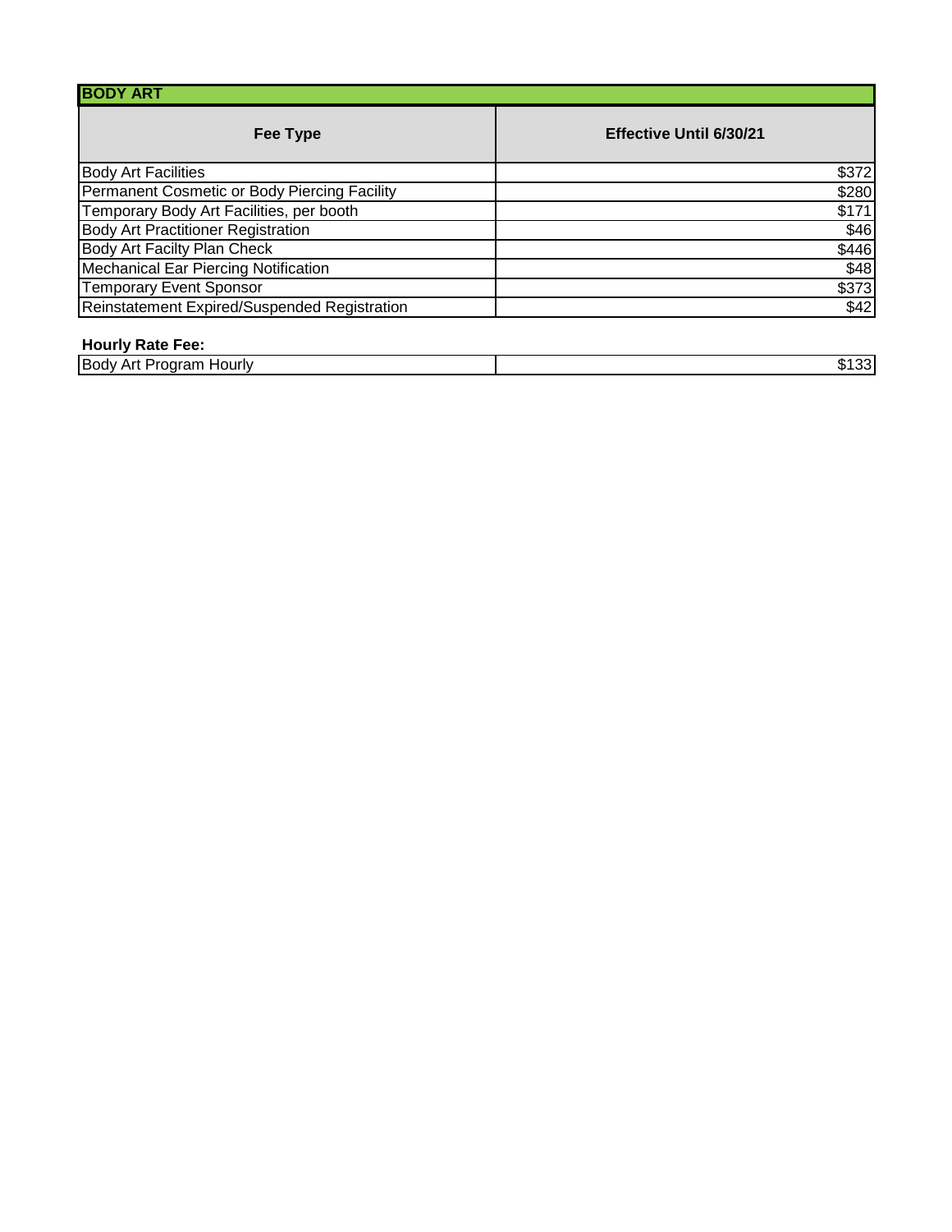## BODY ART

| Fee Type | Effective Until 6/30/21 |
|---|---|
| Body Art Facilities | $372 |
| Permanent Cosmetic or Body Piercing Facility | $280 |
| Temporary Body Art Facilities, per booth | $171 |
| Body Art Practitioner Registration | $46 |
| Body Art Facilty Plan Check | $446 |
| Mechanical Ear Piercing Notification | $48 |
| Temporary Event Sponsor | $373 |
| Reinstatement Expired/Suspended Registration | $42 |

**Hourly Rate Fee:**

| | |
|---|---|
| Body Art Program Hourly | $133 |